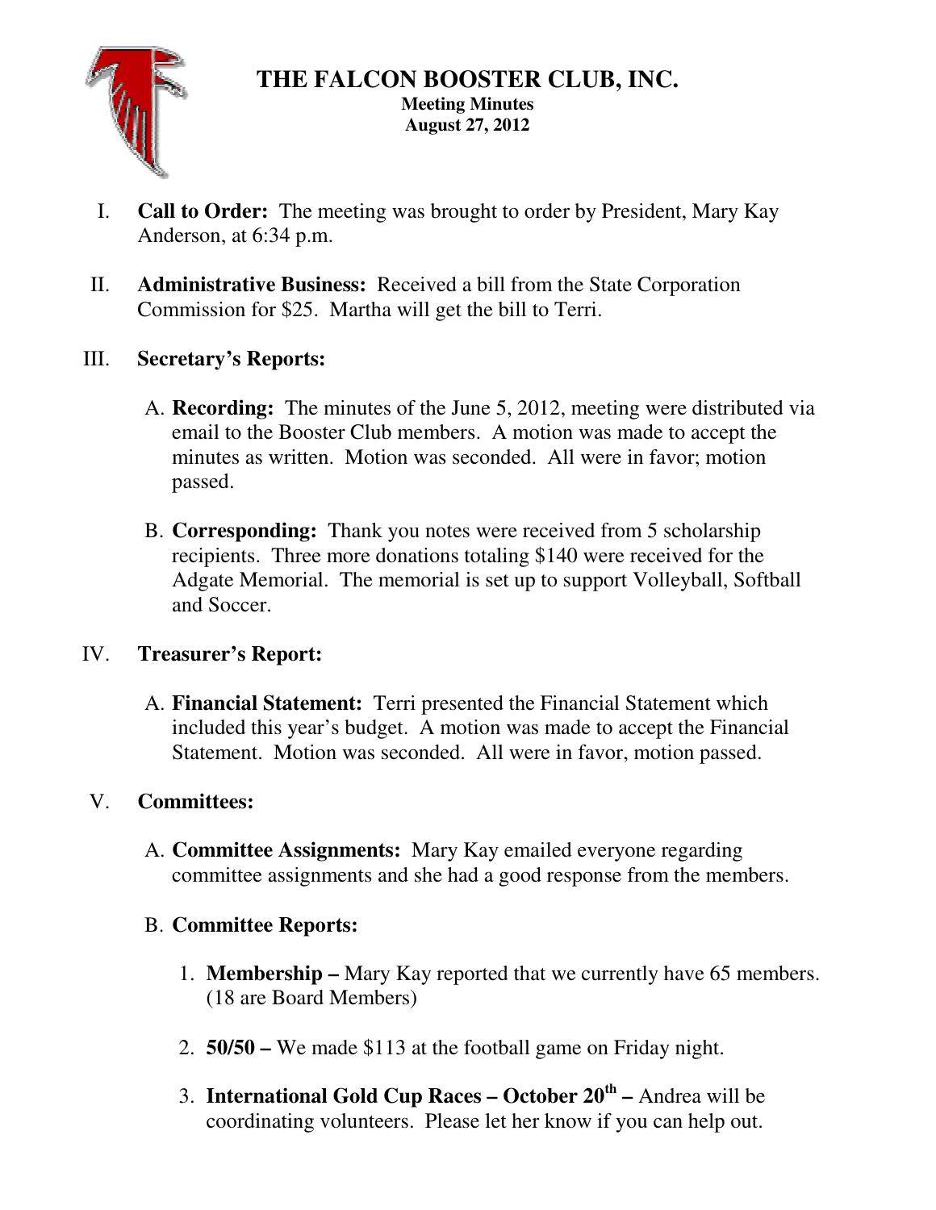# THE FALCON BOOSTER CLUB, INC.

**Meeting Minutes**
**August 27, 2012**

I. **Call to Order:** The meeting was brought to order by President, Mary Kay Anderson, at 6:34 p.m.

II. **Administrative Business:** Received a bill from the State Corporation Commission for $25. Martha will get the bill to Terri.

III. **Secretary's Reports:**

A. **Recording:** The minutes of the June 5, 2012, meeting were distributed via email to the Booster Club members. A motion was made to accept the minutes as written. Motion was seconded. All were in favor; motion passed.

B. **Corresponding:** Thank you notes were received from 5 scholarship recipients. Three more donations totaling $140 were received for the Adgate Memorial. The memorial is set up to support Volleyball, Softball and Soccer.

IV. **Treasurer's Report:**

A. **Financial Statement:** Terri presented the Financial Statement which included this year's budget. A motion was made to accept the Financial Statement. Motion was seconded. All were in favor, motion passed.

V. **Committees:**

A. **Committee Assignments:** Mary Kay emailed everyone regarding committee assignments and she had a good response from the members.

B. **Committee Reports:**

1. **Membership –** Mary Kay reported that we currently have 65 members. (18 are Board Members)
2. **50/50 –** We made $113 at the football game on Friday night.
3. **International Gold Cup Races – October 20th –** Andrea will be coordinating volunteers. Please let her know if you can help out.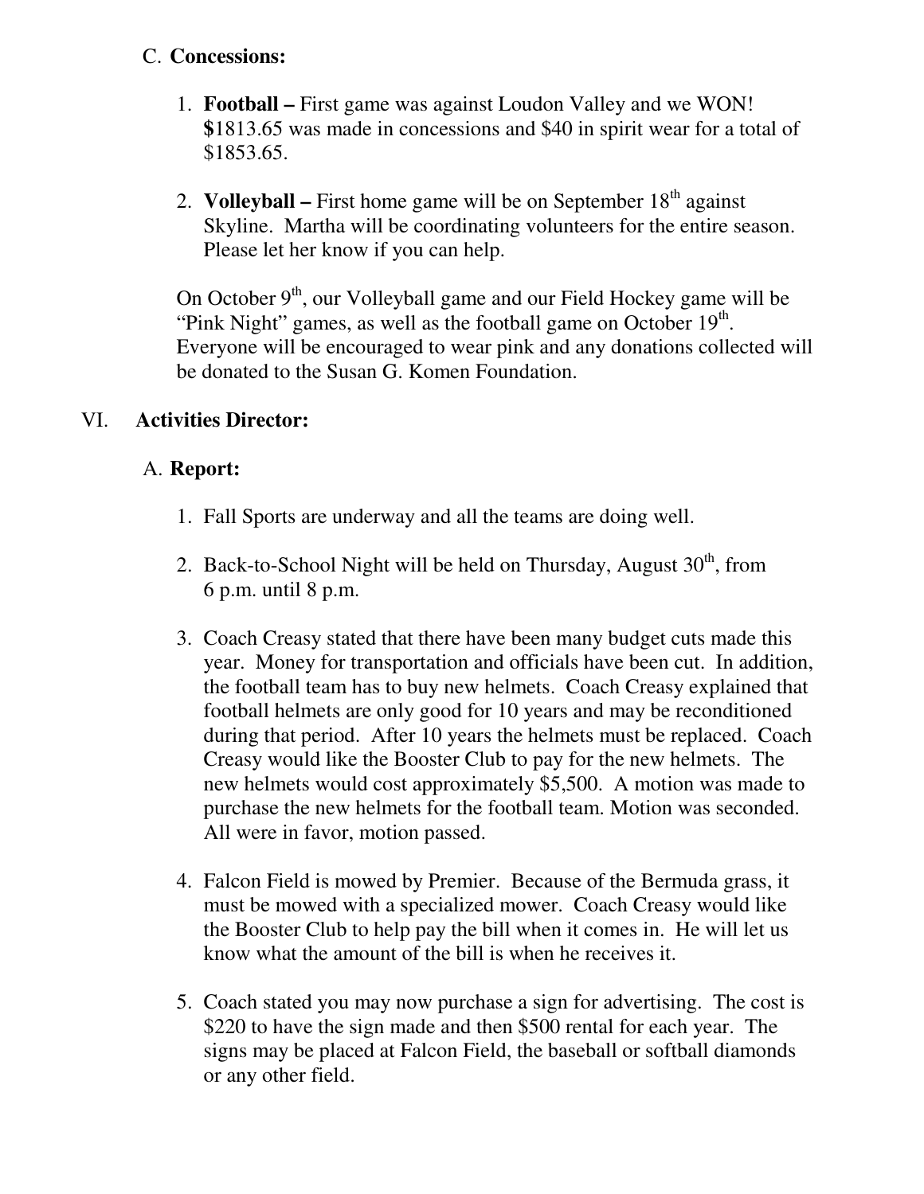C. **Concessions:**

1. **Football –** First game was against Loudon Valley and we WON! **$**1813.65 was made in concessions and $40 in spirit wear for a total of $1853.65.

2. **Volleyball –** First home game will be on September 18th against Skyline. Martha will be coordinating volunteers for the entire season. Please let her know if you can help.

On October 9th, our Volleyball game and our Field Hockey game will be "Pink Night" games, as well as the football game on October 19th. Everyone will be encouraged to wear pink and any donations collected will be donated to the Susan G. Komen Foundation.

VI. **Activities Director:**

A. **Report:**

1. Fall Sports are underway and all the teams are doing well.

2. Back-to-School Night will be held on Thursday, August 30th, from 6 p.m. until 8 p.m.

3. Coach Creasy stated that there have been many budget cuts made this year. Money for transportation and officials have been cut. In addition, the football team has to buy new helmets. Coach Creasy explained that football helmets are only good for 10 years and may be reconditioned during that period. After 10 years the helmets must be replaced. Coach Creasy would like the Booster Club to pay for the new helmets. The new helmets would cost approximately $5,500. A motion was made to purchase the new helmets for the football team. Motion was seconded. All were in favor, motion passed.

4. Falcon Field is mowed by Premier. Because of the Bermuda grass, it must be mowed with a specialized mower. Coach Creasy would like the Booster Club to help pay the bill when it comes in. He will let us know what the amount of the bill is when he receives it.

5. Coach stated you may now purchase a sign for advertising. The cost is $220 to have the sign made and then $500 rental for each year. The signs may be placed at Falcon Field, the baseball or softball diamonds or any other field.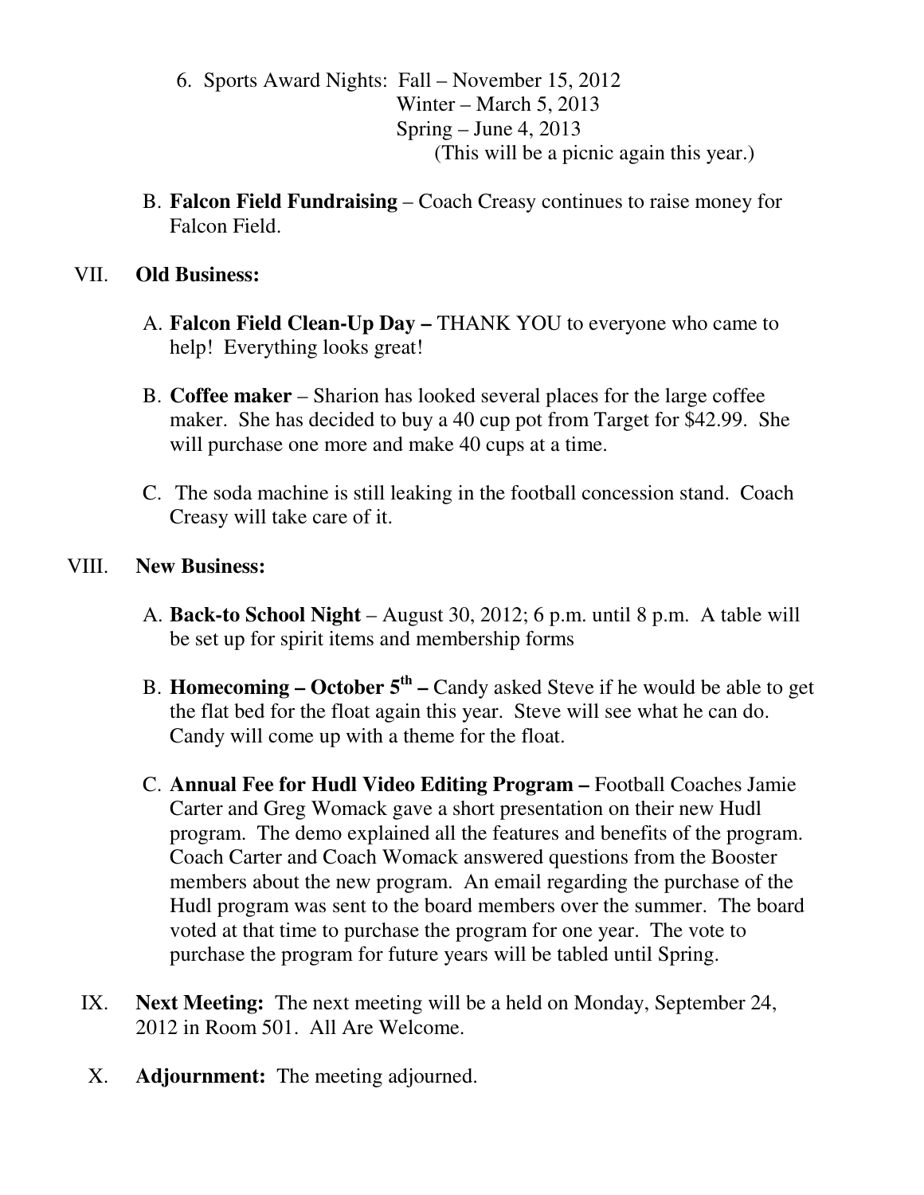6. Sports Award Nights: Fall – November 15, 2012
   Winter – March 5, 2013
   Spring – June 4, 2013
   (This will be a picnic again this year.)

B. **Falcon Field Fundraising** – Coach Creasy continues to raise money for Falcon Field.

VII. **Old Business:**

A. **Falcon Field Clean-Up Day –** THANK YOU to everyone who came to help! Everything looks great!

B. **Coffee maker** – Sharion has looked several places for the large coffee maker. She has decided to buy a 40 cup pot from Target for $42.99. She will purchase one more and make 40 cups at a time.

C. The soda machine is still leaking in the football concession stand. Coach Creasy will take care of it.

VIII. **New Business:**

A. **Back-to School Night** – August 30, 2012; 6 p.m. until 8 p.m. A table will be set up for spirit items and membership forms

B. **Homecoming – October 5th –** Candy asked Steve if he would be able to get the flat bed for the float again this year. Steve will see what he can do. Candy will come up with a theme for the float.

C. **Annual Fee for Hudl Video Editing Program –** Football Coaches Jamie Carter and Greg Womack gave a short presentation on their new Hudl program. The demo explained all the features and benefits of the program. Coach Carter and Coach Womack answered questions from the Booster members about the new program. An email regarding the purchase of the Hudl program was sent to the board members over the summer. The board voted at that time to purchase the program for one year. The vote to purchase the program for future years will be tabled until Spring.

IX. **Next Meeting:** The next meeting will be a held on Monday, September 24, 2012 in Room 501. All Are Welcome.

X. **Adjournment:** The meeting adjourned.